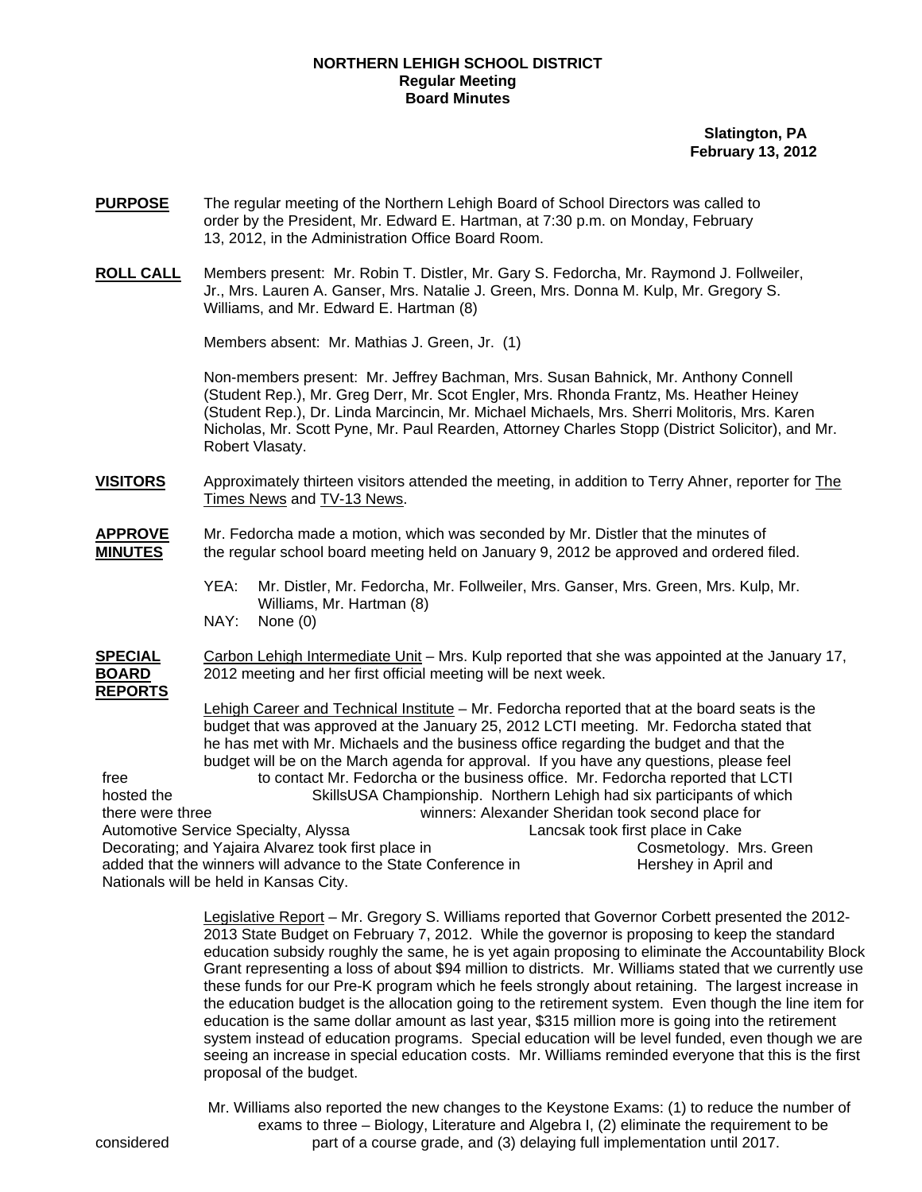**NORTHERN LEHIGH SCHOOL DISTRICT**
**Regular Meeting**
**Board Minutes**

**Slatington, PA**
**February 13, 2012**

**PURPOSE** The regular meeting of the Northern Lehigh Board of School Directors was called to order by the President, Mr. Edward E. Hartman, at 7:30 p.m. on Monday, February 13, 2012, in the Administration Office Board Room.

**ROLL CALL** Members present: Mr. Robin T. Distler, Mr. Gary S. Fedorcha, Mr. Raymond J. Follweiler, Jr., Mrs. Lauren A. Ganser, Mrs. Natalie J. Green, Mrs. Donna M. Kulp, Mr. Gregory S. Williams, and Mr. Edward E. Hartman (8)

Members absent: Mr. Mathias J. Green, Jr. (1)

Non-members present: Mr. Jeffrey Bachman, Mrs. Susan Bahnick, Mr. Anthony Connell (Student Rep.), Mr. Greg Derr, Mr. Scot Engler, Mrs. Rhonda Frantz, Ms. Heather Heiney (Student Rep.), Dr. Linda Marcincin, Mr. Michael Michaels, Mrs. Sherri Molitoris, Mrs. Karen Nicholas, Mr. Scott Pyne, Mr. Paul Rearden, Attorney Charles Stopp (District Solicitor), and Mr. Robert Vlasaty.

**VISITORS** Approximately thirteen visitors attended the meeting, in addition to Terry Ahner, reporter for The Times News and TV-13 News.

**APPROVE MINUTES** Mr. Fedorcha made a motion, which was seconded by Mr. Distler that the minutes of the regular school board meeting held on January 9, 2012 be approved and ordered filed.

YEA: Mr. Distler, Mr. Fedorcha, Mr. Follweiler, Mrs. Ganser, Mrs. Green, Mrs. Kulp, Mr. Williams, Mr. Hartman (8)
NAY: None (0)

**SPECIAL BOARD REPORTS** Carbon Lehigh Intermediate Unit – Mrs. Kulp reported that she was appointed at the January 17, 2012 meeting and her first official meeting will be next week.

Lehigh Career and Technical Institute – Mr. Fedorcha reported that at the board seats is the budget that was approved at the January 25, 2012 LCTI meeting. Mr. Fedorcha stated that he has met with Mr. Michaels and the business office regarding the budget and that the budget will be on the March agenda for approval. If you have any questions, please feel free to contact Mr. Fedorcha or the business office. Mr. Fedorcha reported that LCTI hosted the SkillsUSA Championship. Northern Lehigh had six participants of which there were three winners: Alexander Sheridan took second place for Automotive Service Specialty, Alyssa Lancsak took first place in Cake Decorating; and Yajaira Alvarez took first place in Cosmetology. Mrs. Green added that the winners will advance to the State Conference in Hershey in April and Nationals will be held in Kansas City.

Legislative Report – Mr. Gregory S. Williams reported that Governor Corbett presented the 2012-2013 State Budget on February 7, 2012. While the governor is proposing to keep the standard education subsidy roughly the same, he is yet again proposing to eliminate the Accountability Block Grant representing a loss of about $94 million to districts. Mr. Williams stated that we currently use these funds for our Pre-K program which he feels strongly about retaining. The largest increase in the education budget is the allocation going to the retirement system. Even though the line item for education is the same dollar amount as last year, $315 million more is going into the retirement system instead of education programs. Special education will be level funded, even though we are seeing an increase in special education costs. Mr. Williams reminded everyone that this is the first proposal of the budget.

Mr. Williams also reported the new changes to the Keystone Exams: (1) to reduce the number of exams to three – Biology, Literature and Algebra I, (2) eliminate the requirement to be considered part of a course grade, and (3) delaying full implementation until 2017.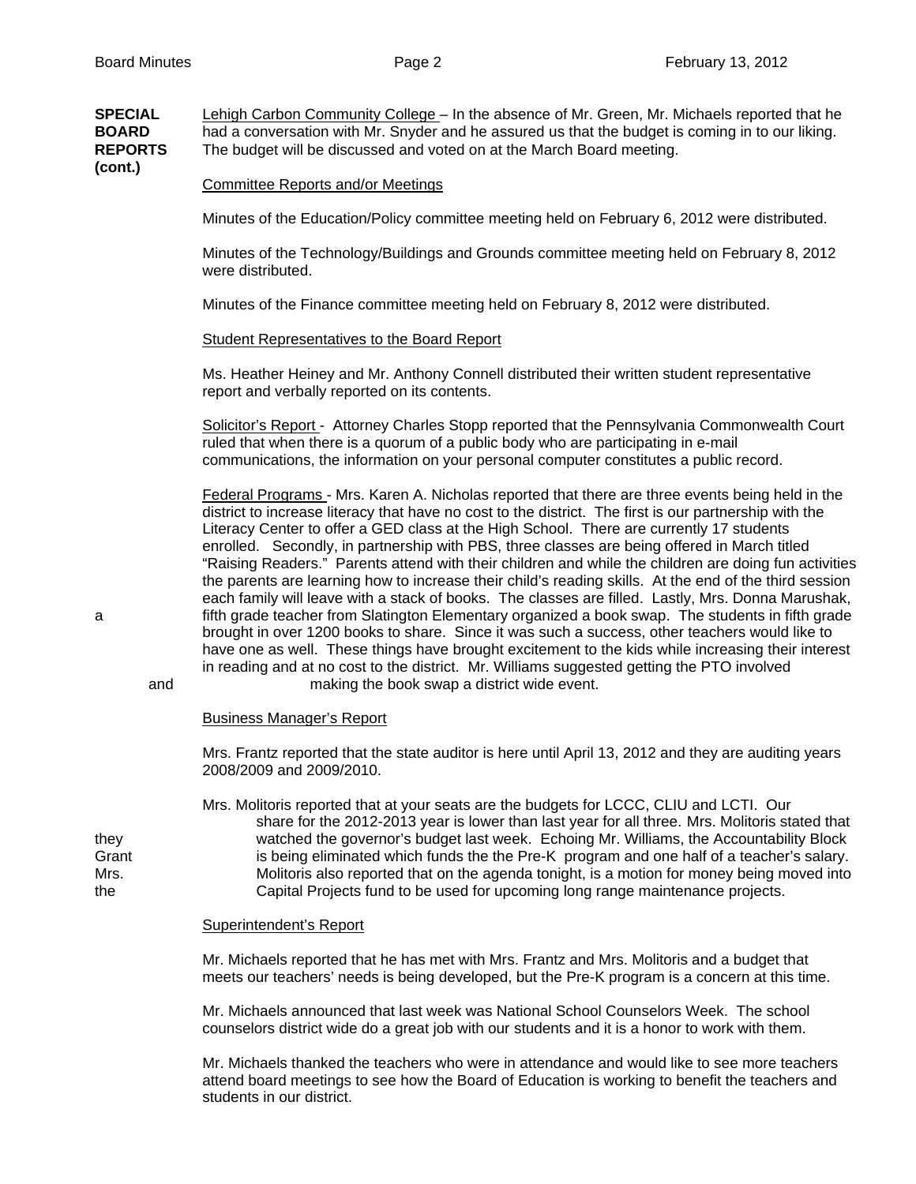**SPECIAL BOARD REPORTS (cont.)**

Lehigh Carbon Community College – In the absence of Mr. Green, Mr. Michaels reported that he had a conversation with Mr. Snyder and he assured us that the budget is coming in to our liking. The budget will be discussed and voted on at the March Board meeting.

Committee Reports and/or Meetings

Minutes of the Education/Policy committee meeting held on February 6, 2012 were distributed.

Minutes of the Technology/Buildings and Grounds committee meeting held on February 8, 2012 were distributed.

Minutes of the Finance committee meeting held on February 8, 2012 were distributed.

Student Representatives to the Board Report

Ms. Heather Heiney and Mr. Anthony Connell distributed their written student representative report and verbally reported on its contents.

Solicitor's Report - Attorney Charles Stopp reported that the Pennsylvania Commonwealth Court ruled that when there is a quorum of a public body who are participating in e-mail communications, the information on your personal computer constitutes a public record.

Federal Programs - Mrs. Karen A. Nicholas reported that there are three events being held in the district to increase literacy that have no cost to the district. The first is our partnership with the Literacy Center to offer a GED class at the High School. There are currently 17 students enrolled. Secondly, in partnership with PBS, three classes are being offered in March titled "Raising Readers." Parents attend with their children and while the children are doing fun activities the parents are learning how to increase their child's reading skills. At the end of the third session each family will leave with a stack of books. The classes are filled. Lastly, Mrs. Donna Marushak, a fifth grade teacher from Slatington Elementary organized a book swap. The students in fifth grade brought in over 1200 books to share. Since it was such a success, other teachers would like to have one as well. These things have brought excitement to the kids while increasing their interest in reading and at no cost to the district. Mr. Williams suggested getting the PTO involved and making the book swap a district wide event.

Business Manager's Report

Mrs. Frantz reported that the state auditor is here until April 13, 2012 and they are auditing years 2008/2009 and 2009/2010.

Mrs. Molitoris reported that at your seats are the budgets for LCCC, CLIU and LCTI. Our share for the 2012-2013 year is lower than last year for all three. Mrs. Molitoris stated that they watched the governor's budget last week. Echoing Mr. Williams, the Accountability Block Grant is being eliminated which funds the the Pre-K program and one half of a teacher's salary. Mrs. Molitoris also reported that on the agenda tonight, is a motion for money being moved into the Capital Projects fund to be used for upcoming long range maintenance projects.

Superintendent's Report

Mr. Michaels reported that he has met with Mrs. Frantz and Mrs. Molitoris and a budget that meets our teachers' needs is being developed, but the Pre-K program is a concern at this time.

Mr. Michaels announced that last week was National School Counselors Week. The school counselors district wide do a great job with our students and it is a honor to work with them.

Mr. Michaels thanked the teachers who were in attendance and would like to see more teachers attend board meetings to see how the Board of Education is working to benefit the teachers and students in our district.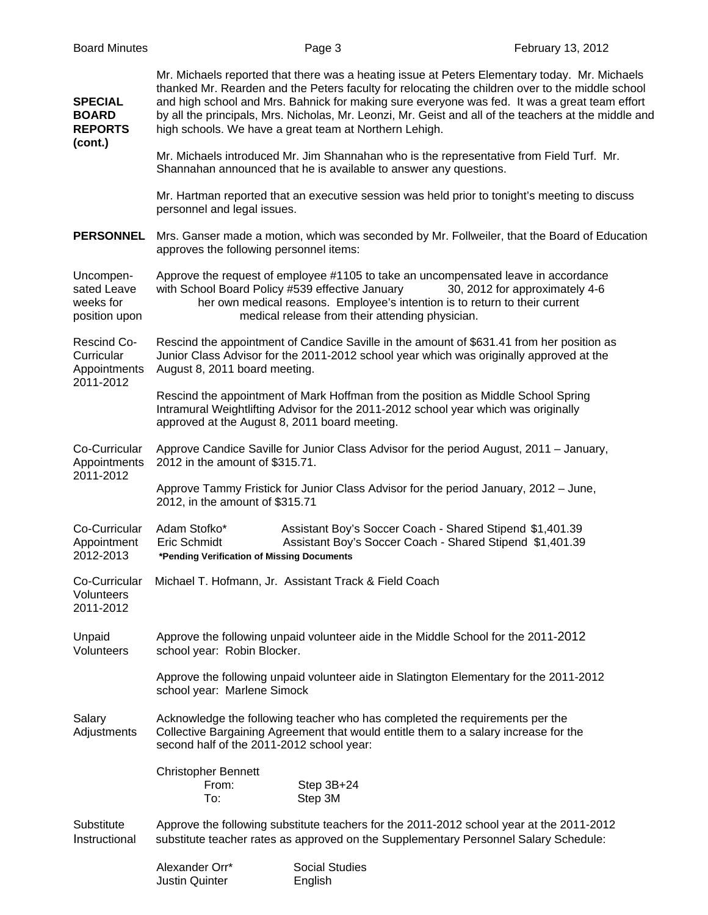**SPECIAL BOARD REPORTS (cont.)**

Mr. Michaels reported that there was a heating issue at Peters Elementary today. Mr. Michaels thanked Mr. Rearden and the Peters faculty for relocating the children over to the middle school and high school and Mrs. Bahnick for making sure everyone was fed. It was a great team effort by all the principals, Mrs. Nicholas, Mr. Leonzi, Mr. Geist and all of the teachers at the middle and high schools. We have a great team at Northern Lehigh.

Mr. Michaels introduced Mr. Jim Shannahan who is the representative from Field Turf. Mr. Shannahan announced that he is available to answer any questions.

Mr. Hartman reported that an executive session was held prior to tonight's meeting to discuss personnel and legal issues.

**PERSONNEL**

Mrs. Ganser made a motion, which was seconded by Mr. Follweiler, that the Board of Education approves the following personnel items:

Uncompensated Leave

Approve the request of employee #1105 to take an uncompensated leave in accordance with School Board Policy #539 effective January 30, 2012 for approximately 4-6 weeks for her own medical reasons. Employee's intention is to return to their current position upon medical release from their attending physician.

Rescind Co-Curricular Appointments 2011-2012

Rescind the appointment of Candice Saville in the amount of $631.41 from her position as Junior Class Advisor for the 2011-2012 school year which was originally approved at the August 8, 2011 board meeting.

Rescind the appointment of Mark Hoffman from the position as Middle School Spring Intramural Weightlifting Advisor for the 2011-2012 school year which was originally approved at the August 8, 2011 board meeting.

Co-Curricular Appointments 2011-2012

Approve Candice Saville for Junior Class Advisor for the period August, 2011 – January, 2012 in the amount of $315.71.

Approve Tammy Fristick for Junior Class Advisor for the period January, 2012 – June, 2012, in the amount of $315.71

Co-Curricular Appointment 2012-2013

| | | |
|---|---|---|
| Adam Stofko* | Assistant Boy's Soccer Coach - Shared Stipend | $1,401.39 |
| Eric Schmidt | Assistant Boy's Soccer Coach - Shared Stipend | $1,401.39 |

***Pending Verification of Missing Documents**

Co-Curricular Volunteers 2011-2012

Michael T. Hofmann, Jr. Assistant Track & Field Coach

Unpaid Volunteers

Approve the following unpaid volunteer aide in the Middle School for the 2011-2012 school year: Robin Blocker.

Approve the following unpaid volunteer aide in Slatington Elementary for the 2011-2012 school year: Marlene Simock

Salary Adjustments

Acknowledge the following teacher who has completed the requirements per the Collective Bargaining Agreement that would entitle them to a salary increase for the second half of the 2011-2012 school year:

Christopher Bennett
From: Step 3B+24
To: Step 3M

Substitute Instructional

Approve the following substitute teachers for the 2011-2012 school year at the 2011-2012 substitute teacher rates as approved on the Supplementary Personnel Salary Schedule:

| | |
|---|---|
| Alexander Orr* | Social Studies |
| Justin Quinter | English |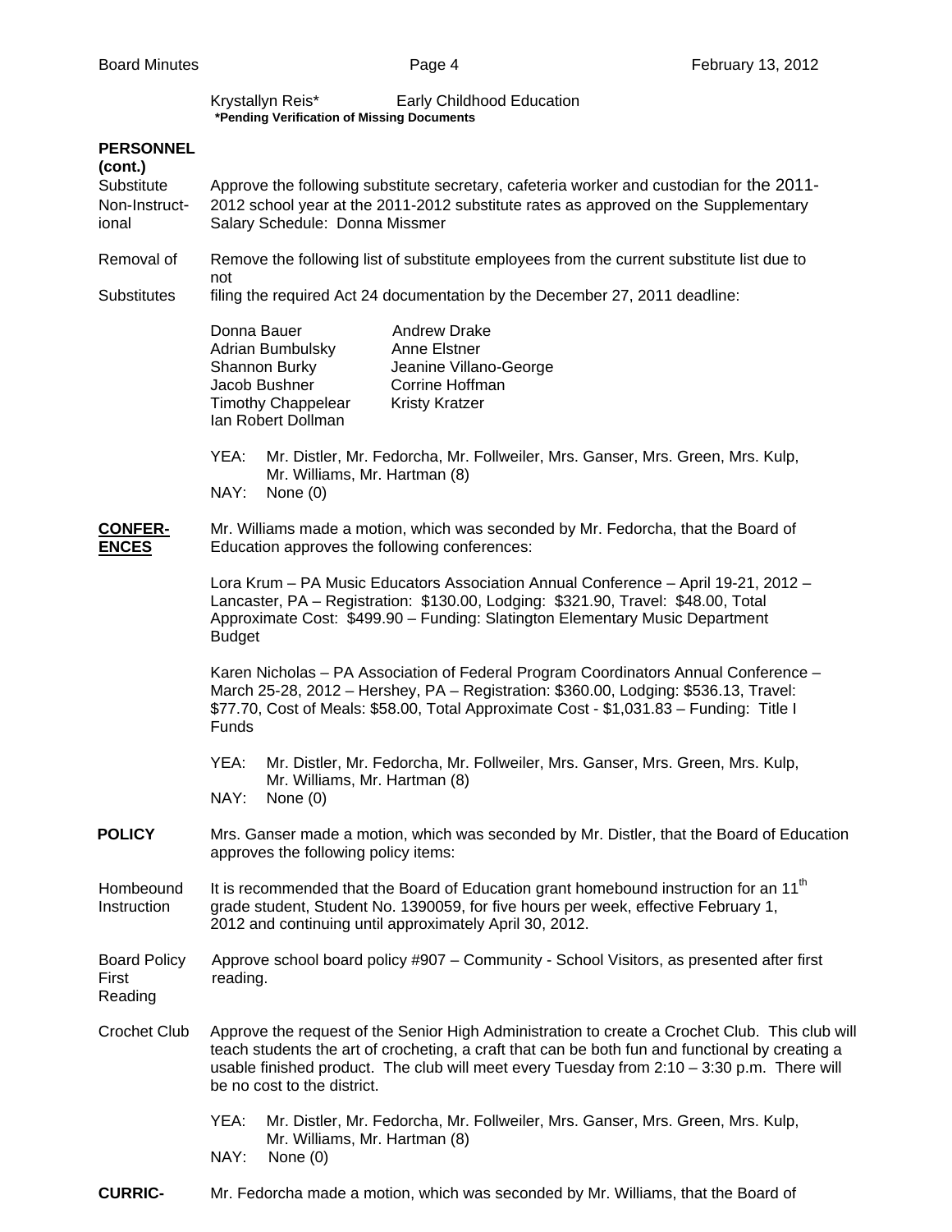Krystallyn Reis* Early Childhood Education
**\*Pending Verification of Missing Documents**

**PERSONNEL (cont.)**

**Substitute Non-Instructional**

Approve the following substitute secretary, cafeteria worker and custodian for the 2011-2012 school year at the 2011-2012 substitute rates as approved on the Supplementary Salary Schedule: Donna Missmer

**Removal of Substitutes**

Remove the following list of substitute employees from the current substitute list due to not filing the required Act 24 documentation by the December 27, 2011 deadline:

| | |
|---|---|
| Donna Bauer | Andrew Drake |
| Adrian Bumbulsky | Anne Elstner |
| Shannon Burky | Jeanine Villano-George |
| Jacob Bushner | Corrine Hoffman |
| Timothy Chappelear | Kristy Kratzer |
| Ian Robert Dollman | |

YEA: Mr. Distler, Mr. Fedorcha, Mr. Follweiler, Mrs. Ganser, Mrs. Green, Mrs. Kulp, Mr. Williams, Mr. Hartman (8)
NAY: None (0)

**CONFERENCES**

Mr. Williams made a motion, which was seconded by Mr. Fedorcha, that the Board of Education approves the following conferences:

Lora Krum – PA Music Educators Association Annual Conference – April 19-21, 2012 – Lancaster, PA – Registration: $130.00, Lodging: $321.90, Travel: $48.00, Total Approximate Cost: $499.90 – Funding: Slatington Elementary Music Department Budget

Karen Nicholas – PA Association of Federal Program Coordinators Annual Conference – March 25-28, 2012 – Hershey, PA – Registration: $360.00, Lodging: $536.13, Travel: $77.70, Cost of Meals: $58.00, Total Approximate Cost - $1,031.83 – Funding: Title I Funds

YEA: Mr. Distler, Mr. Fedorcha, Mr. Follweiler, Mrs. Ganser, Mrs. Green, Mrs. Kulp, Mr. Williams, Mr. Hartman (8)
NAY: None (0)

**POLICY**

Mrs. Ganser made a motion, which was seconded by Mr. Distler, that the Board of Education approves the following policy items:

**Hombeound Instruction**

It is recommended that the Board of Education grant homebound instruction for an 11th grade student, Student No. 1390059, for five hours per week, effective February 1, 2012 and continuing until approximately April 30, 2012.

**Board Policy First Reading**

Approve school board policy #907 – Community - School Visitors, as presented after first reading.

**Crochet Club**

Approve the request of the Senior High Administration to create a Crochet Club. This club will teach students the art of crocheting, a craft that can be both fun and functional by creating a usable finished product. The club will meet every Tuesday from 2:10 – 3:30 p.m. There will be no cost to the district.

YEA: Mr. Distler, Mr. Fedorcha, Mr. Follweiler, Mrs. Ganser, Mrs. Green, Mrs. Kulp, Mr. Williams, Mr. Hartman (8)
NAY: None (0)

**CURRIC-**

Mr. Fedorcha made a motion, which was seconded by Mr. Williams, that the Board of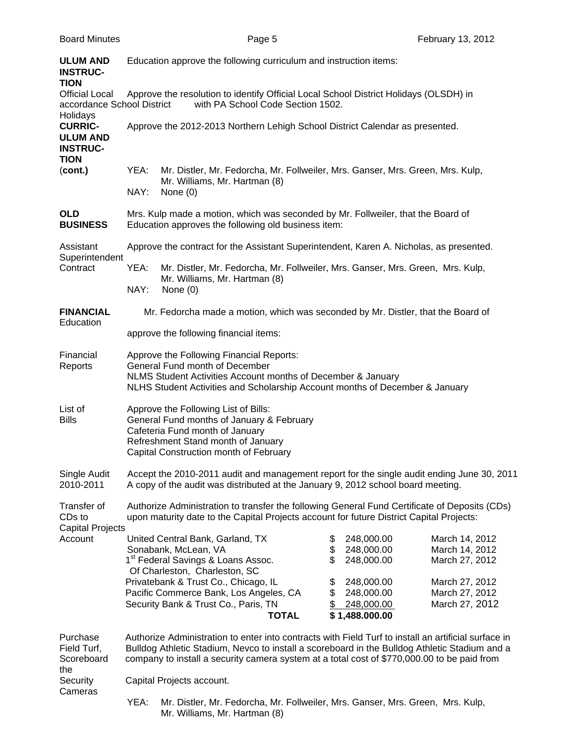**ULUM AND INSTRUCTION** Education approve the following curriculum and instruction items:

Official Local School District Holidays — Approve the resolution to identify Official Local School District Holidays (OLSDH) in accordance with PA School Code Section 1502.

Approve the 2012-2013 Northern Lehigh School District Calendar as presented.

**CURRICULUM AND INSTRUCTION (cont.)**

YEA: Mr. Distler, Mr. Fedorcha, Mr. Follweiler, Mrs. Ganser, Mrs. Green, Mrs. Kulp, Mr. Williams, Mr. Hartman (8)
NAY: None (0)

**OLD BUSINESS** Mrs. Kulp made a motion, which was seconded by Mr. Follweiler, that the Board of Education approves the following old business item:

Assistant Superintendent Contract — Approve the contract for the Assistant Superintendent, Karen A. Nicholas, as presented.

YEA: Mr. Distler, Mr. Fedorcha, Mr. Follweiler, Mrs. Ganser, Mrs. Green, Mrs. Kulp, Mr. Williams, Mr. Hartman (8)
NAY: None (0)

**FINANCIAL** Education — Mr. Fedorcha made a motion, which was seconded by Mr. Distler, that the Board of Education approve the following financial items:

Financial Reports — Approve the Following Financial Reports:
General Fund month of December
NLMS Student Activities Account months of December & January
NLHS Student Activities and Scholarship Account months of December & January

List of Bills — Approve the Following List of Bills:
General Fund months of January & February
Cafeteria Fund month of January
Refreshment Stand month of January
Capital Construction month of February

Single Audit 2010-2011 — Accept the 2010-2011 audit and management report for the single audit ending June 30, 2011. A copy of the audit was distributed at the January 9, 2012 school board meeting.

Transfer of CDs to Capital Projects Account — Authorize Administration to transfer the following General Fund Certificate of Deposits (CDs) upon maturity date to the Capital Projects account for future District Capital Projects:

| | | |
|---|---|---|
| United Central Bank, Garland, TX | $ 248,000.00 | March 14, 2012 |
| Sonabank, McLean, VA | $ 248,000.00 | March 14, 2012 |
| 1st Federal Savings & Loans Assoc. Of Charleston, Charleston, SC | $ 248,000.00 | March 27, 2012 |
| Privatebank & Trust Co., Chicago, IL | $ 248,000.00 | March 27, 2012 |
| Pacific Commerce Bank, Los Angeles, CA | $ 248,000.00 | March 27, 2012 |
| Security Bank & Trust Co., Paris, TN | $ 248,000.00 | March 27, 2012 |
| **TOTAL** | $ 1,488.000.00 | |

Purchase Field Turf, Scoreboard the Security Cameras — Authorize Administration to enter into contracts with Field Turf to install an artificial surface in Bulldog Athletic Stadium, Nevco to install a scoreboard in the Bulldog Athletic Stadium and a company to install a security camera system at a total cost of $770,000.00 to be paid from Capital Projects account.

YEA: Mr. Distler, Mr. Fedorcha, Mr. Follweiler, Mrs. Ganser, Mrs. Green, Mrs. Kulp, Mr. Williams, Mr. Hartman (8)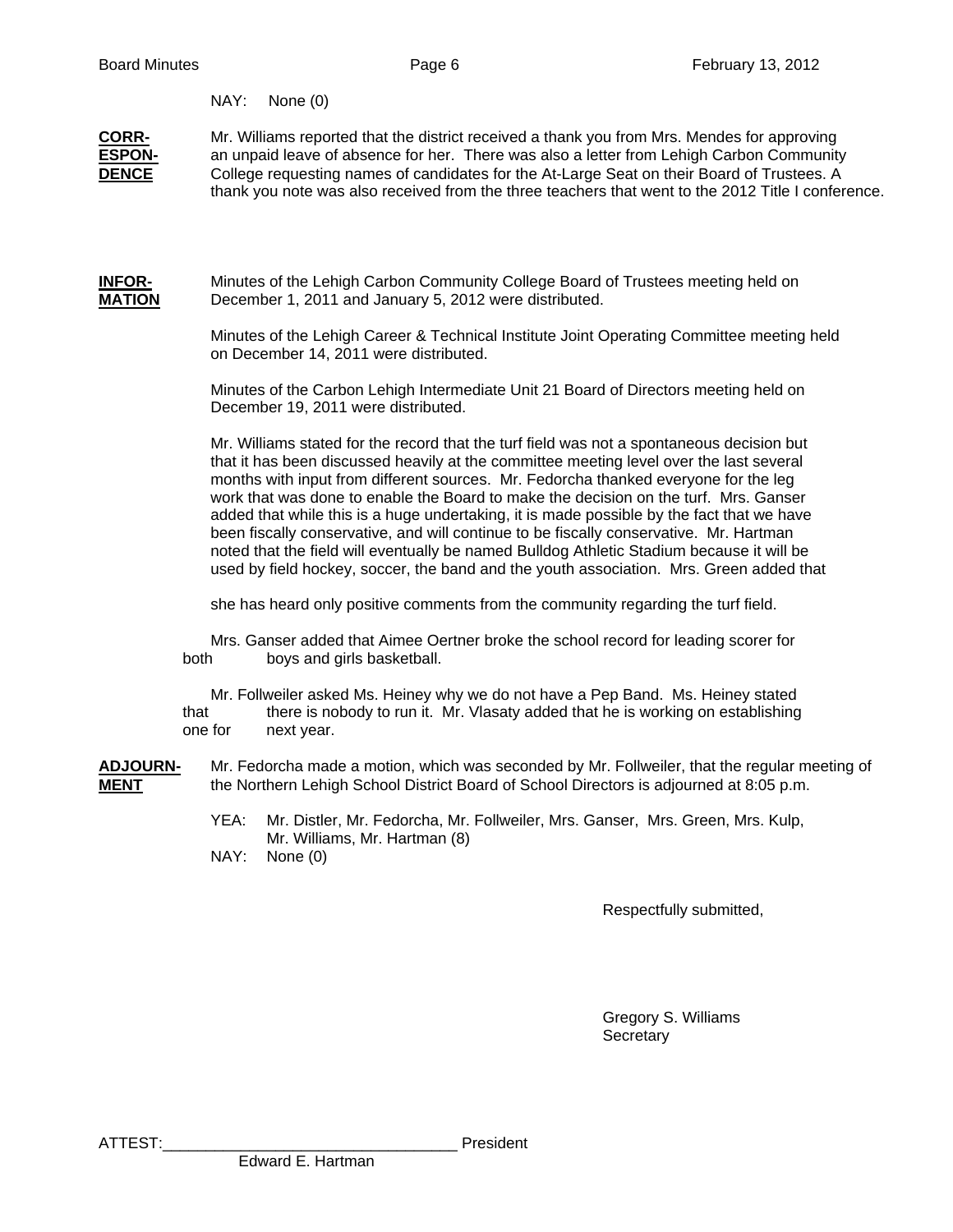NAY: None (0)

**CORRESPONDENCE**

Mr. Williams reported that the district received a thank you from Mrs. Mendes for approving an unpaid leave of absence for her. There was also a letter from Lehigh Carbon Community College requesting names of candidates for the At-Large Seat on their Board of Trustees. A thank you note was also received from the three teachers that went to the 2012 Title I conference.

**INFORMATION**

Minutes of the Lehigh Carbon Community College Board of Trustees meeting held on December 1, 2011 and January 5, 2012 were distributed.

Minutes of the Lehigh Career & Technical Institute Joint Operating Committee meeting held on December 14, 2011 were distributed.

Minutes of the Carbon Lehigh Intermediate Unit 21 Board of Directors meeting held on December 19, 2011 were distributed.

Mr. Williams stated for the record that the turf field was not a spontaneous decision but that it has been discussed heavily at the committee meeting level over the last several months with input from different sources. Mr. Fedorcha thanked everyone for the leg work that was done to enable the Board to make the decision on the turf. Mrs. Ganser added that while this is a huge undertaking, it is made possible by the fact that we have been fiscally conservative, and will continue to be fiscally conservative. Mr. Hartman noted that the field will eventually be named Bulldog Athletic Stadium because it will be used by field hockey, soccer, the band and the youth association. Mrs. Green added that

she has heard only positive comments from the community regarding the turf field.

Mrs. Ganser added that Aimee Oertner broke the school record for leading scorer for both boys and girls basketball.

Mr. Follweiler asked Ms. Heiney why we do not have a Pep Band. Ms. Heiney stated that there is nobody to run it. Mr. Vlasaty added that he is working on establishing one for next year.

**ADJOURNMENT**

Mr. Fedorcha made a motion, which was seconded by Mr. Follweiler, that the regular meeting of the Northern Lehigh School District Board of School Directors is adjourned at 8:05 p.m.

YEA: Mr. Distler, Mr. Fedorcha, Mr. Follweiler, Mrs. Ganser, Mrs. Green, Mrs. Kulp, Mr. Williams, Mr. Hartman (8)

NAY: None (0)

Respectfully submitted,

Gregory S. Williams
Secretary

ATTEST:\_\_\_\_\_\_\_\_\_\_\_\_\_\_\_\_\_\_\_\_\_\_\_\_\_\_\_\_\_\_\_\_\_\_ President
Edward E. Hartman